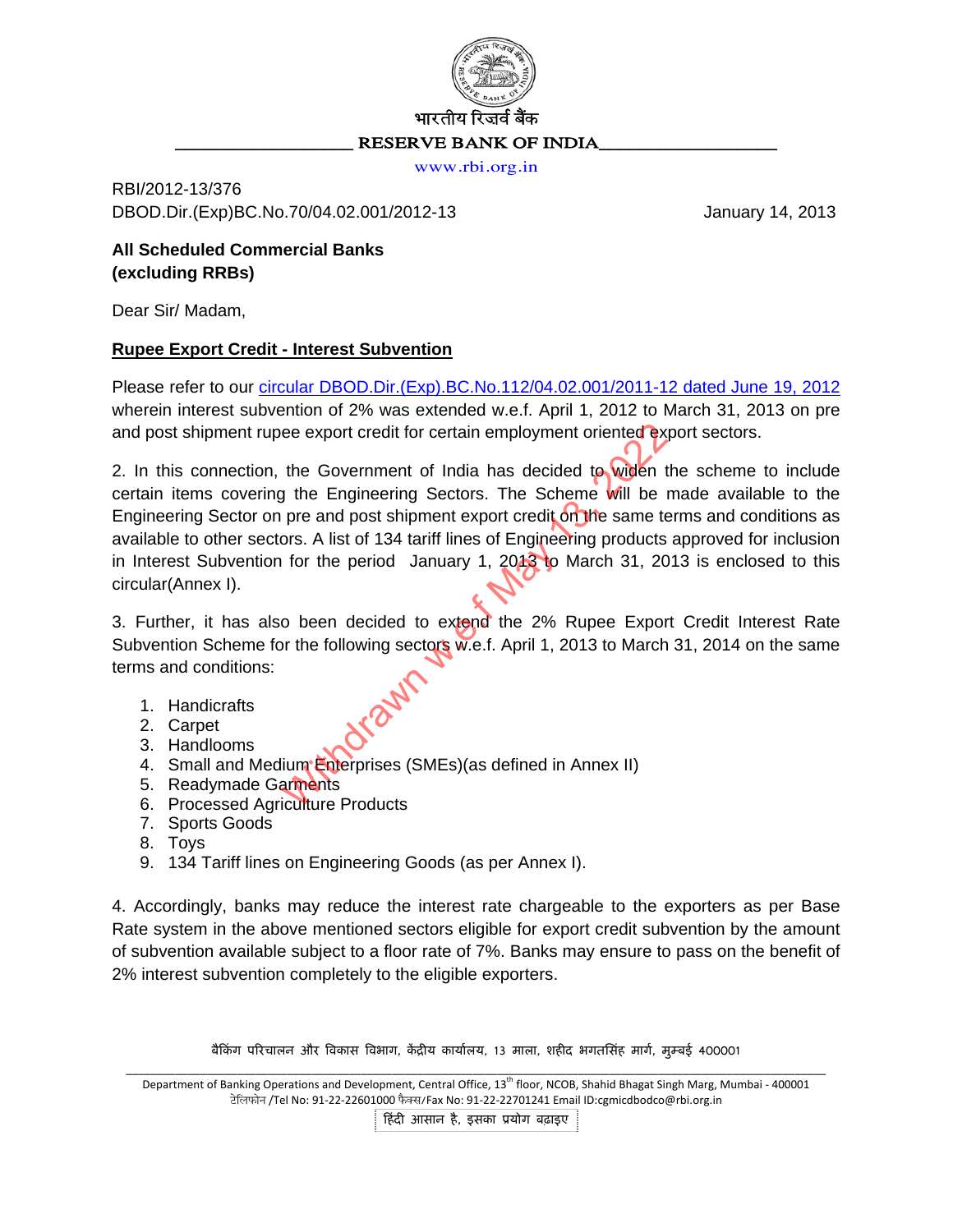भारतीय रिज़र्व बैंक
RESERVE BANK OF INDIA
www.rbi.org.in

RBI/2012-13/376
DBOD.Dir.(Exp)BC.No.70/04.02.001/2012-13

January 14, 2013

**All Scheduled Commercial Banks (excluding RRBs)**

Dear Sir/ Madam,

**Rupee Export Credit - Interest Subvention**

Please refer to our circular DBOD.Dir.(Exp).BC.No.112/04.02.001/2011-12 dated June 19, 2012 wherein interest subvention of 2% was extended w.e.f. April 1, 2012 to March 31, 2013 on pre and post shipment rupee export credit for certain employment oriented export sectors.

2. In this connection, the Government of India has decided to widen the scheme to include certain items covering the Engineering Sectors. The Scheme will be made available to the Engineering Sector on pre and post shipment export credit on the same terms and conditions as available to other sectors. A list of 134 tariff lines of Engineering products approved for inclusion in Interest Subvention for the period January 1, 2013 to March 31, 2013 is enclosed to this circular(Annex I).

3. Further, it has also been decided to extend the 2% Rupee Export Credit Interest Rate Subvention Scheme for the following sectors w.e.f. April 1, 2013 to March 31, 2014 on the same terms and conditions:

1. Handicrafts
2. Carpet
3. Handlooms
4. Small and Medium Enterprises (SMEs)(as defined in Annex II)
5. Readymade Garments
6. Processed Agriculture Products
7. Sports Goods
8. Toys
9. 134 Tariff lines on Engineering Goods (as per Annex I).

4. Accordingly, banks may reduce the interest rate chargeable to the exporters as per Base Rate system in the above mentioned sectors eligible for export credit subvention by the amount of subvention available subject to a floor rate of 7%. Banks may ensure to pass on the benefit of 2% interest subvention completely to the eligible exporters.

Withdrawn w.e.f May 13, 2022

बैंकिंग परिचालन और विकास विभाग, केंद्रीय कार्यालय, 13 माला, शहीद भगतसिंह मार्ग, मुम्बई 400001

Department of Banking Operations and Development, Central Office, 13th floor, NCOB, Shahid Bhagat Singh Marg, Mumbai - 400001
टेलिफोन /Tel No: 91-22-22601000 फैक्स/Fax No: 91-22-22701241 Email ID:cgmicdbodco@rbi.org.in

हिंदी आसान है, इसका प्रयोग बढ़ाइए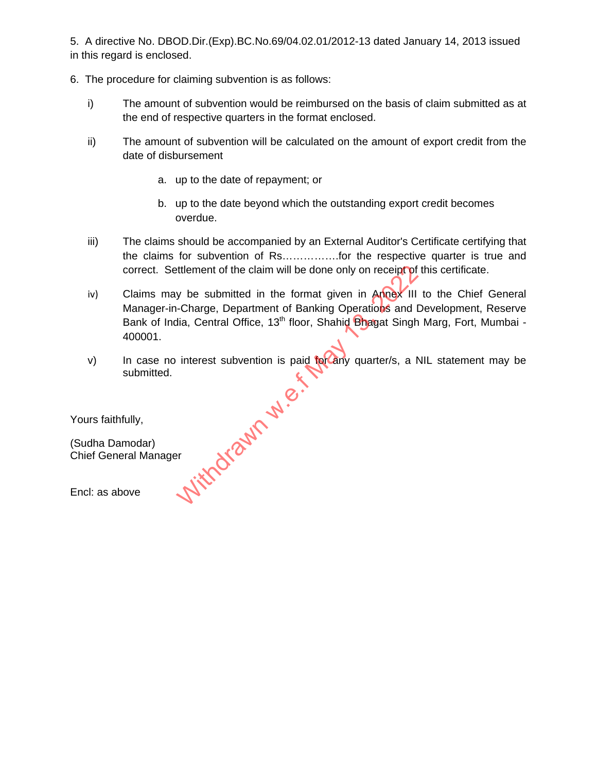5. A directive No. DBOD.Dir.(Exp).BC.No.69/04.02.01/2012-13 dated January 14, 2013 issued in this regard is enclosed.

6. The procedure for claiming subvention is as follows:

i) The amount of subvention would be reimbursed on the basis of claim submitted as at the end of respective quarters in the format enclosed.

ii) The amount of subvention will be calculated on the amount of export credit from the date of disbursement

a. up to the date of repayment; or

b. up to the date beyond which the outstanding export credit becomes overdue.

iii) The claims should be accompanied by an External Auditor's Certificate certifying that the claims for subvention of Rs…………….for the respective quarter is true and correct. Settlement of the claim will be done only on receipt of this certificate.

iv) Claims may be submitted in the format given in Annex III to the Chief General Manager-in-Charge, Department of Banking Operations and Development, Reserve Bank of India, Central Office, 13th floor, Shahid Bhagat Singh Marg, Fort, Mumbai - 400001.

v) In case no interest subvention is paid for any quarter/s, a NIL statement may be submitted.

Withdrawn w.e.f May 19, 2022

Yours faithfully,

(Sudha Damodar)
Chief General Manager

Encl: as above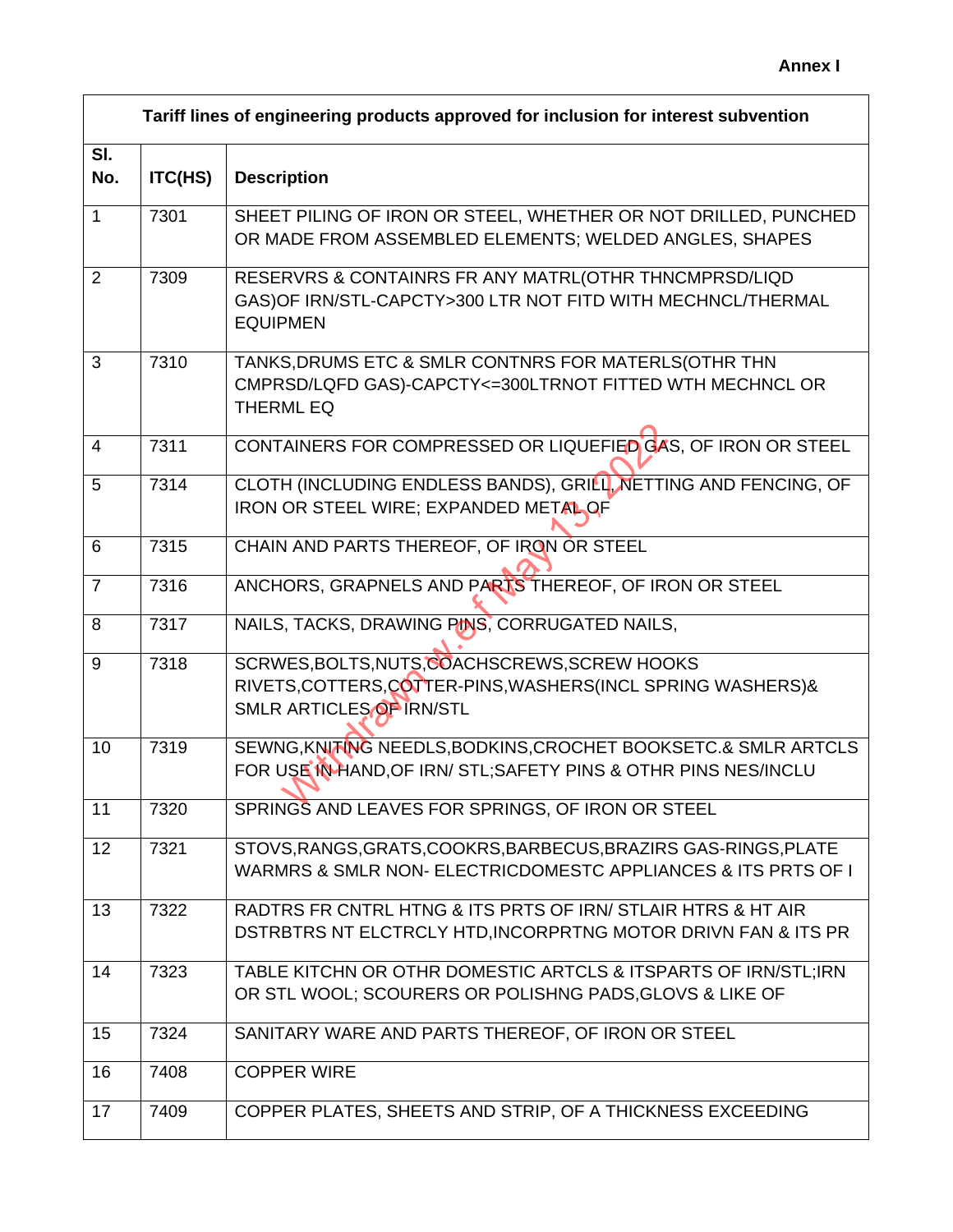**Annex I**

| Tariff lines of engineering products approved for inclusion for interest subvention | | |
|---|---|---|
| Sl. No. | ITC(HS) | Description |
| 1 | 7301 | SHEET PILING OF IRON OR STEEL, WHETHER OR NOT DRILLED, PUNCHED OR MADE FROM ASSEMBLED ELEMENTS; WELDED ANGLES, SHAPES |
| 2 | 7309 | RESERVRS & CONTAINRS FR ANY MATRL(OTHR THNCMPRSD/LIQD GAS)OF IRN/STL-CAPCTY>300 LTR NOT FITD WITH MECHNCL/THERMAL EQUIPMEN |
| 3 | 7310 | TANKS,DRUMS ETC & SMLR CONTNRS FOR MATERLS(OTHR THN CMPRSD/LQFD GAS)-CAPCTY<=300LTRNOT FITTED WTH MECHNCL OR THERML EQ |
| 4 | 7311 | CONTAINERS FOR COMPRESSED OR LIQUEFIED GAS, OF IRON OR STEEL |
| 5 | 7314 | CLOTH (INCLUDING ENDLESS BANDS), GRILL, NETTING AND FENCING, OF IRON OR STEEL WIRE; EXPANDED METAL OF |
| 6 | 7315 | CHAIN AND PARTS THEREOF, OF IRON OR STEEL |
| 7 | 7316 | ANCHORS, GRAPNELS AND PARTS THEREOF, OF IRON OR STEEL |
| 8 | 7317 | NAILS, TACKS, DRAWING PINS, CORRUGATED NAILS, |
| 9 | 7318 | SCRWES,BOLTS,NUTS,COACHSCREWS,SCREW HOOKS RIVETS,COTTERS,COTTER-PINS,WASHERS(INCL SPRING WASHERS)& SMLR ARTICLES OF IRN/STL |
| 10 | 7319 | SEWNG,KNITING NEEDLS,BODKINS,CROCHET BOOKSETC.& SMLR ARTCLS FOR USE IN HAND,OF IRN/ STL;SAFETY PINS & OTHR PINS NES/INCLU |
| 11 | 7320 | SPRINGS AND LEAVES FOR SPRINGS, OF IRON OR STEEL |
| 12 | 7321 | STOVS,RANGS,GRATS,COOKRS,BARBECUS,BRAZIRS GAS-RINGS,PLATE WARMRS & SMLR NON- ELECTRICDOMESTC APPLIANCES & ITS PRTS OF I |
| 13 | 7322 | RADTRS FR CNTRL HTNG & ITS PRTS OF IRN/ STLAIR HTRS & HT AIR DSTRBTRS NT ELCTRCLY HTD,INCORPRTNG MOTOR DRIVN FAN & ITS PR |
| 14 | 7323 | TABLE KITCHN OR OTHR DOMESTIC ARTCLS & ITSPARTS OF IRN/STL;IRN OR STL WOOL; SCOURERS OR POLISHNG PADS,GLOVS & LIKE OF |
| 15 | 7324 | SANITARY WARE AND PARTS THEREOF, OF IRON OR STEEL |
| 16 | 7408 | COPPER WIRE |
| 17 | 7409 | COPPER PLATES, SHEETS AND STRIP, OF A THICKNESS EXCEEDING |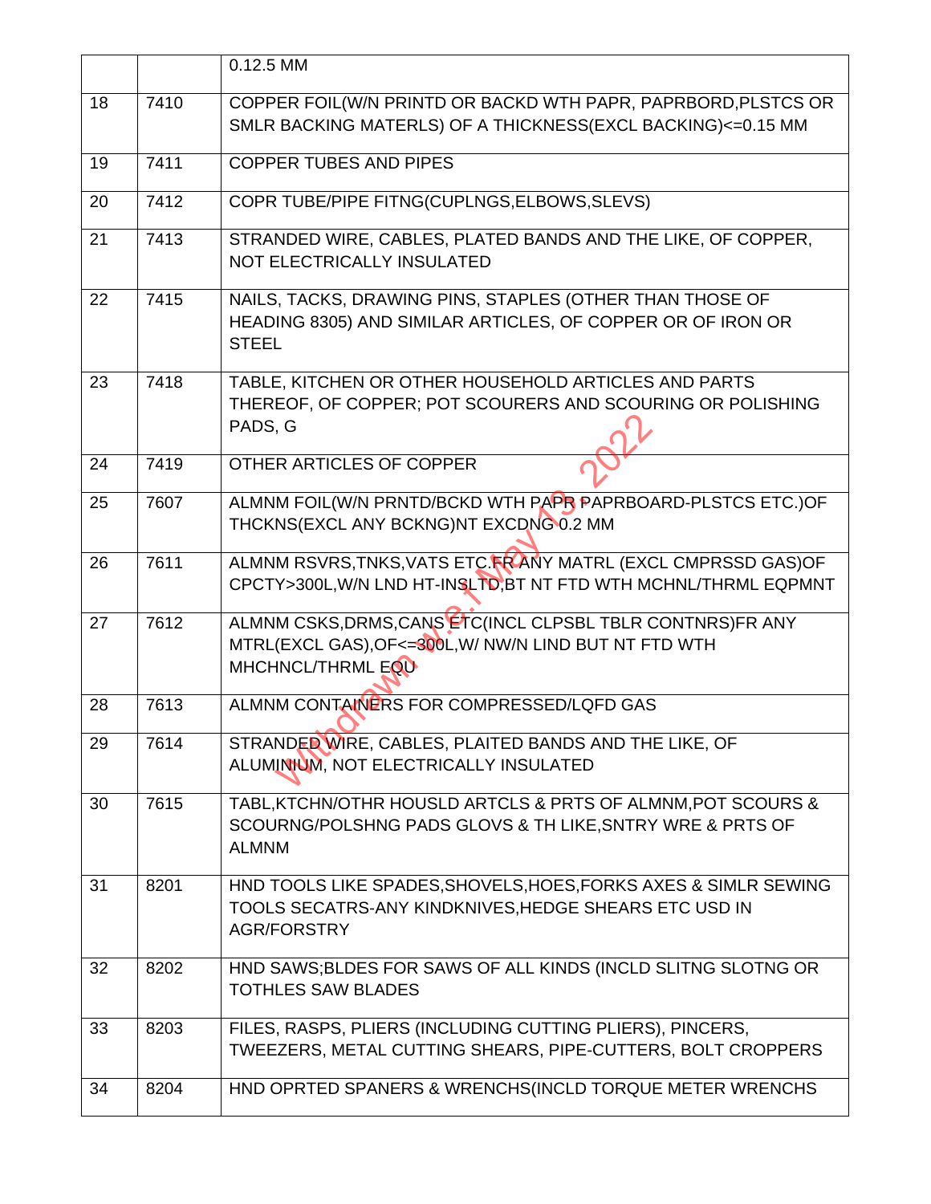|  |  | 0.12.5 MM |
|---|---|---|
| 18 | 7410 | COPPER FOIL(W/N PRINTD OR BACKD WTH PAPR, PAPRBORD,PLSTCS OR SMLR BACKING MATERLS) OF A THICKNESS(EXCL BACKING)<=0.15 MM |
| 19 | 7411 | COPPER TUBES AND PIPES |
| 20 | 7412 | COPR TUBE/PIPE FITNG(CUPLNGS,ELBOWS,SLEVS) |
| 21 | 7413 | STRANDED WIRE, CABLES, PLATED BANDS AND THE LIKE, OF COPPER, NOT ELECTRICALLY INSULATED |
| 22 | 7415 | NAILS, TACKS, DRAWING PINS, STAPLES (OTHER THAN THOSE OF HEADING 8305) AND SIMILAR ARTICLES, OF COPPER OR OF IRON OR STEEL |
| 23 | 7418 | TABLE, KITCHEN OR OTHER HOUSEHOLD ARTICLES AND PARTS THEREOF, OF COPPER; POT SCOURERS AND SCOURING OR POLISHING PADS, G |
| 24 | 7419 | OTHER ARTICLES OF COPPER |
| 25 | 7607 | ALMNM FOIL(W/N PRNTD/BCKD WTH PAPR PAPRBOARD-PLSTCS ETC.)OF THCKNS(EXCL ANY BCKNG)NT EXCDNG 0.2 MM |
| 26 | 7611 | ALMNM RSVRS,TNKS,VATS ETC.FR ANY MATRL (EXCL CMPRSSD GAS)OF CPCTY>300L,W/N LND HT-INSLTD,BT NT FTD WTH MCHNL/THRML EQPMNT |
| 27 | 7612 | ALMNM CSKS,DRMS,CANS ETC(INCL CLPSBL TBLR CONTNRS)FR ANY MTRL(EXCL GAS),OF<=300L,W/ NW/N LIND BUT NT FTD WTH MHCHNCL/THRML EQU |
| 28 | 7613 | ALMNM CONTAINERS FOR COMPRESSED/LQFD GAS |
| 29 | 7614 | STRANDED WIRE, CABLES, PLAITED BANDS AND THE LIKE, OF ALUMINIUM, NOT ELECTRICALLY INSULATED |
| 30 | 7615 | TABL,KTCHN/OTHR HOUSLD ARTCLS & PRTS OF ALMNM,POT SCOURS & SCOURNG/POLSHNG PADS GLOVS & TH LIKE,SNTRY WRE & PRTS OF ALMNM |
| 31 | 8201 | HND TOOLS LIKE SPADES,SHOVELS,HOES,FORKS AXES & SIMLR SEWING TOOLS SECATRS-ANY KINDKNIVES,HEDGE SHEARS ETC USD IN AGR/FORSTRY |
| 32 | 8202 | HND SAWS;BLDES FOR SAWS OF ALL KINDS (INCLD SLITNG SLOTNG OR TOTHLES SAW BLADES |
| 33 | 8203 | FILES, RASPS, PLIERS (INCLUDING CUTTING PLIERS), PINCERS, TWEEZERS, METAL CUTTING SHEARS, PIPE-CUTTERS, BOLT CROPPERS |
| 34 | 8204 | HND OPRTED SPANERS & WRENCHS(INCLD TORQUE METER WRENCHS |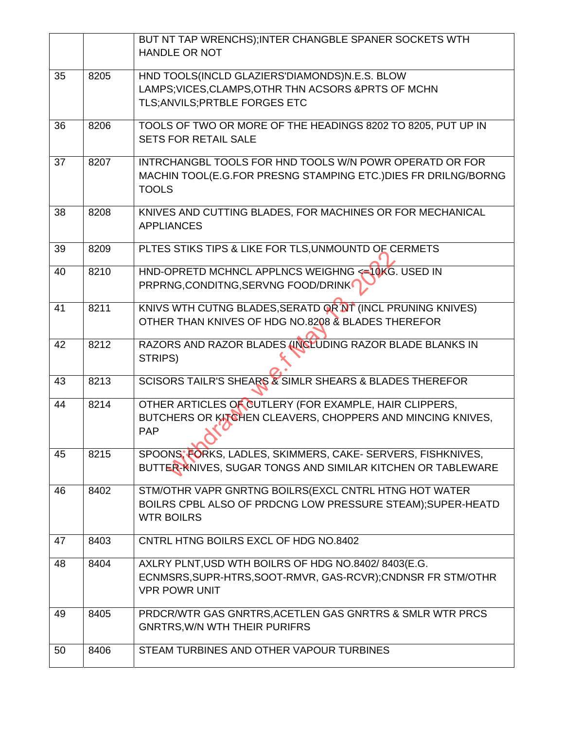|  |  |  |
|---|---|---|
|  |  | BUT NT TAP WRENCHS);INTER CHANGBLE SPANER SOCKETS WTH HANDLE OR NOT |
| 35 | 8205 | HND TOOLS(INCLD GLAZIERS'DIAMONDS)N.E.S. BLOW LAMPS;VICES,CLAMPS,OTHR THN ACSORS &PRTS OF MCHN TLS;ANVILS;PRTBLE FORGES ETC |
| 36 | 8206 | TOOLS OF TWO OR MORE OF THE HEADINGS 8202 TO 8205, PUT UP IN SETS FOR RETAIL SALE |
| 37 | 8207 | INTRCHANGBL TOOLS FOR HND TOOLS W/N POWR OPERATD OR FOR MACHIN TOOL(E.G.FOR PRESNG STAMPING ETC.)DIES FR DRILNG/BORNG TOOLS |
| 38 | 8208 | KNIVES AND CUTTING BLADES, FOR MACHINES OR FOR MECHANICAL APPLIANCES |
| 39 | 8209 | PLTES STIKS TIPS & LIKE FOR TLS,UNMOUNTD OF CERMETS |
| 40 | 8210 | HND-OPRETD MCHNCL APPLNCS WEIGHNG <=10KG. USED IN PRPRNG,CONDITNG,SERVNG FOOD/DRINK |
| 41 | 8211 | KNIVS WTH CUTNG BLADES,SERATD OR NT (INCL PRUNING KNIVES) OTHER THAN KNIVES OF HDG NO.8208 & BLADES THEREFOR |
| 42 | 8212 | RAZORS AND RAZOR BLADES (INCLUDING RAZOR BLADE BLANKS IN STRIPS) |
| 43 | 8213 | SCISORS TAILR'S SHEARS & SIMLR SHEARS & BLADES THEREFOR |
| 44 | 8214 | OTHER ARTICLES OF CUTLERY (FOR EXAMPLE, HAIR CLIPPERS, BUTCHERS OR KITCHEN CLEAVERS, CHOPPERS AND MINCING KNIVES, PAP |
| 45 | 8215 | SPOONS, FORKS, LADLES, SKIMMERS, CAKE- SERVERS, FISHKNIVES, BUTTER-KNIVES, SUGAR TONGS AND SIMILAR KITCHEN OR TABLEWARE |
| 46 | 8402 | STM/OTHR VAPR GNRTNG BOILRS(EXCL CNTRL HTNG HOT WATER BOILRS CPBL ALSO OF PRDCNG LOW PRESSURE STEAM);SUPER-HEATD WTR BOILRS |
| 47 | 8403 | CNTRL HTNG BOILRS EXCL OF HDG NO.8402 |
| 48 | 8404 | AXLRY PLNT,USD WTH BOILRS OF HDG NO.8402/ 8403(E.G. ECNMSRS,SUPR-HTRS,SOOT-RMVR, GAS-RCVR);CNDNSR FR STM/OTHR VPR POWR UNIT |
| 49 | 8405 | PRDCR/WTR GAS GNRTRS,ACETLEN GAS GNRTRS & SMLR WTR PRCS GNRTRS,W/N WTH THEIR PURIFRS |
| 50 | 8406 | STEAM TURBINES AND OTHER VAPOUR TURBINES |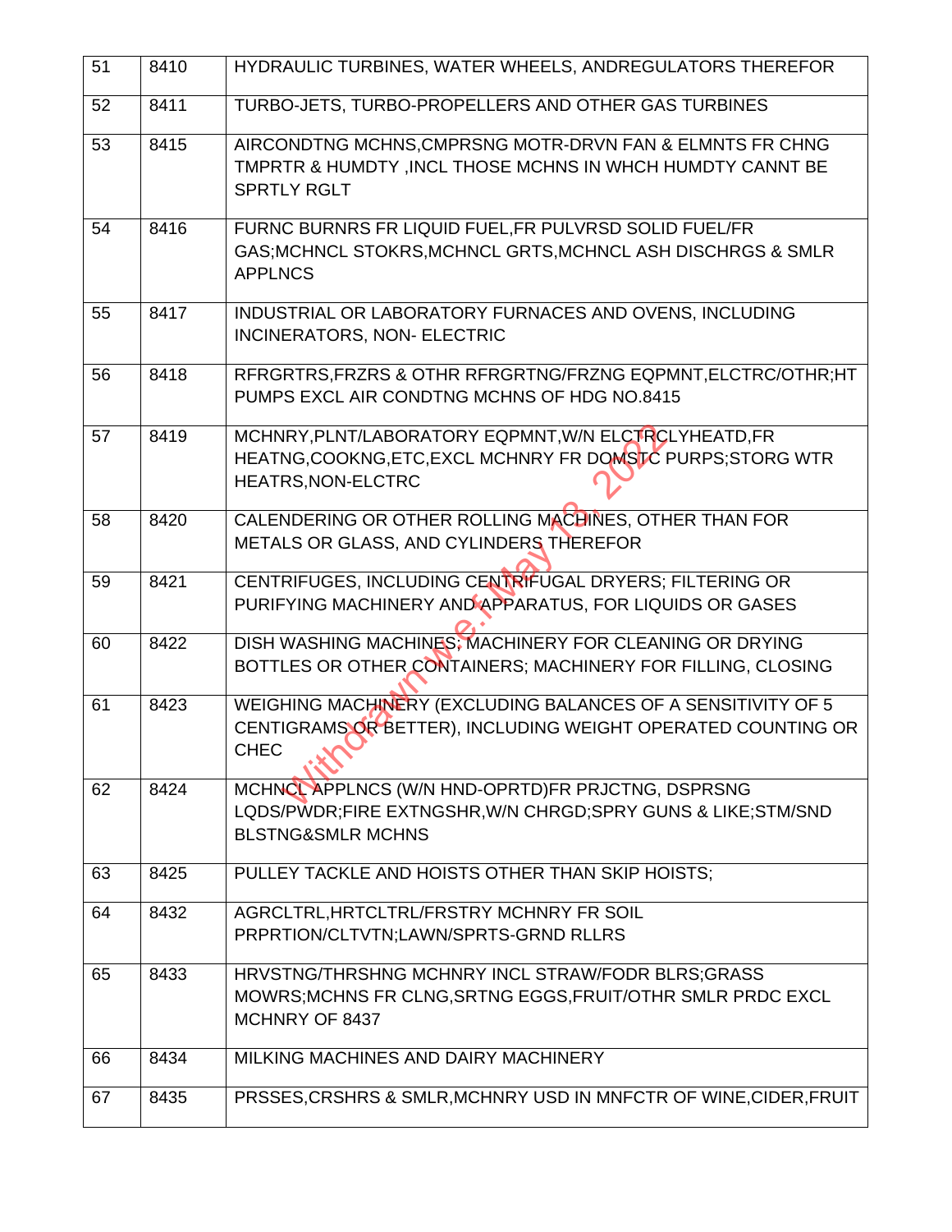| 51 | 8410 | HYDRAULIC TURBINES, WATER WHEELS, ANDREGULATORS THEREFOR |
|---|---|---|
| 52 | 8411 | TURBO-JETS, TURBO-PROPELLERS AND OTHER GAS TURBINES |
| 53 | 8415 | AIRCONDTNG MCHNS,CMPRSNG MOTR-DRVN FAN & ELMNTS FR CHNG TMPRTR & HUMDTY ,INCL THOSE MCHNS IN WHCH HUMDTY CANNT BE SPRTLY RGLT |
| 54 | 8416 | FURNC BURNRS FR LIQUID FUEL,FR PULVRSD SOLID FUEL/FR GAS;MCHNCL STOKRS,MCHNCL GRTS,MCHNCL ASH DISCHRGS & SMLR APPLNCS |
| 55 | 8417 | INDUSTRIAL OR LABORATORY FURNACES AND OVENS, INCLUDING INCINERATORS, NON- ELECTRIC |
| 56 | 8418 | RFRGRTRS,FRZRS & OTHR RFRGRTNG/FRZNG EQPMNT,ELCTRC/OTHR;HT PUMPS EXCL AIR CONDTNG MCHNS OF HDG NO.8415 |
| 57 | 8419 | MCHNRY,PLNT/LABORATORY EQPMNT,W/N ELCTRCLYHEATD,FR HEATNG,COOKNG,ETC,EXCL MCHNRY FR DOMSTC PURPS;STORG WTR HEATRS,NON-ELCTRC |
| 58 | 8420 | CALENDERING OR OTHER ROLLING MACHINES, OTHER THAN FOR METALS OR GLASS, AND CYLINDERS THEREFOR |
| 59 | 8421 | CENTRIFUGES, INCLUDING CENTRIFUGAL DRYERS; FILTERING OR PURIFYING MACHINERY AND APPARATUS, FOR LIQUIDS OR GASES |
| 60 | 8422 | DISH WASHING MACHINES; MACHINERY FOR CLEANING OR DRYING BOTTLES OR OTHER CONTAINERS; MACHINERY FOR FILLING, CLOSING |
| 61 | 8423 | WEIGHING MACHINERY (EXCLUDING BALANCES OF A SENSITIVITY OF 5 CENTIGRAMS OR BETTER), INCLUDING WEIGHT OPERATED COUNTING OR CHEC |
| 62 | 8424 | MCHNCL APPLNCS (W/N HND-OPRTD)FR PRJCTNG, DSPRSNG LQDS/PWDR;FIRE EXTNGSHR,W/N CHRGD;SPRY GUNS & LIKE;STM/SND BLSTNG&SMLR MCHNS |
| 63 | 8425 | PULLEY TACKLE AND HOISTS OTHER THAN SKIP HOISTS; |
| 64 | 8432 | AGRCLTRL,HRTCLTRL/FRSTRY MCHNRY FR SOIL PRPRTION/CLTVTN;LAWN/SPRTS-GRND RLLRS |
| 65 | 8433 | HRVSTNG/THRSHNG MCHNRY INCL STRAW/FODR BLRS;GRASS MOWRS;MCHNS FR CLNG,SRTNG EGGS,FRUIT/OTHR SMLR PRDC EXCL MCHNRY OF 8437 |
| 66 | 8434 | MILKING MACHINES AND DAIRY MACHINERY |
| 67 | 8435 | PRSSES,CRSHRS & SMLR,MCHNRY USD IN MNFCTR OF WINE,CIDER,FRUIT |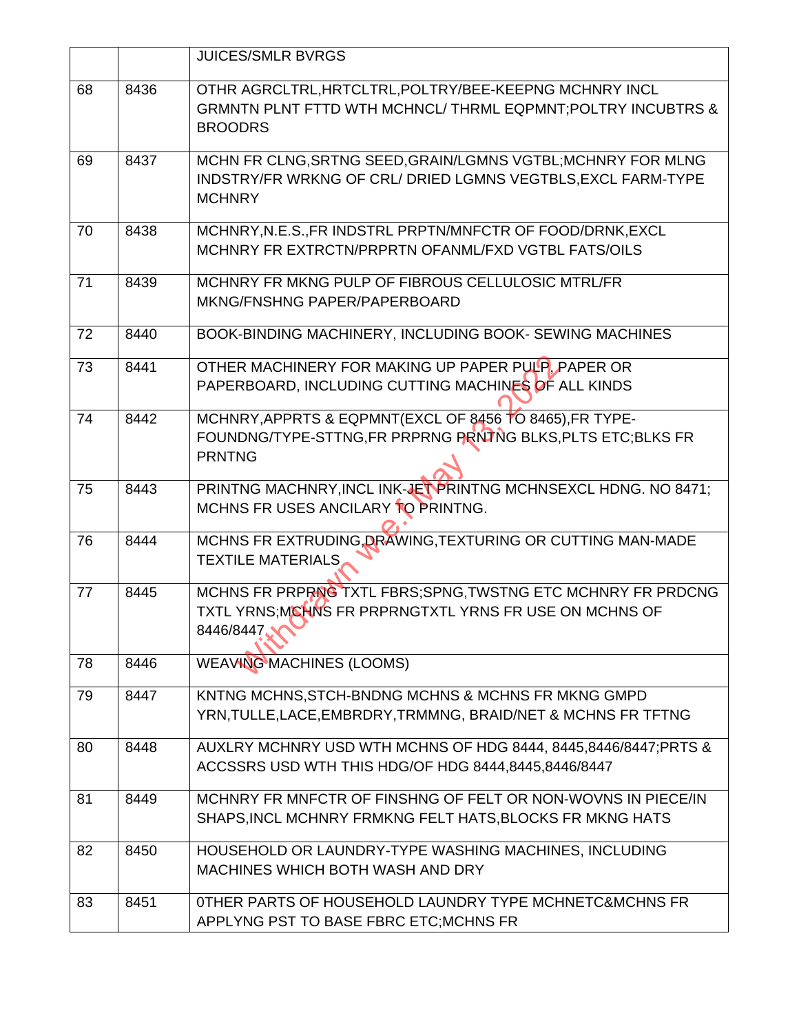| | | JUICES/SMLR BVRGS |
|---|---|---|
| 68 | 8436 | OTHR AGRCLTRL,HRTCLTRL,POLTRY/BEE-KEEPNG MCHNRY INCL GRMNTN PLNT FTTD WTH MCHNCL/ THRML EQPMNT;POLTRY INCUBTRS & BROODRS |
| 69 | 8437 | MCHN FR CLNG,SRTNG SEED,GRAIN/LGMNS VGTBL;MCHNRY FOR MLNG INDSTRY/FR WRKNG OF CRL/ DRIED LGMNS VEGTBLS,EXCL FARM-TYPE MCHNRY |
| 70 | 8438 | MCHNRY,N.E.S.,FR INDSTRL PRPTN/MNFCTR OF FOOD/DRNK,EXCL MCHNRY FR EXTRCTN/PRPRTN OFANML/FXD VGTBL FATS/OILS |
| 71 | 8439 | MCHNRY FR MKNG PULP OF FIBROUS CELLULOSIC MTRL/FR MKNG/FNSHNG PAPER/PAPERBOARD |
| 72 | 8440 | BOOK-BINDING MACHINERY, INCLUDING BOOK- SEWING MACHINES |
| 73 | 8441 | OTHER MACHINERY FOR MAKING UP PAPER PULP, PAPER OR PAPERBOARD, INCLUDING CUTTING MACHINES OF ALL KINDS |
| 74 | 8442 | MCHNRY,APPRTS & EQPMNT(EXCL OF 8456 TO 8465),FR TYPE-FOUNDNG/TYPE-STTNG,FR PRPRNG PRNTNG BLKS,PLTS ETC;BLKS FR PRNTNG |
| 75 | 8443 | PRINTNG MACHNRY,INCL INK-JET PRINTNG MCHNSEXCL HDNG. NO 8471; MCHNS FR USES ANCILARY TO PRINTNG. |
| 76 | 8444 | MCHNS FR EXTRUDING,DRAWING,TEXTURING OR CUTTING MAN-MADE TEXTILE MATERIALS |
| 77 | 8445 | MCHNS FR PRPRNG TXTL FBRS;SPNG,TWSTNG ETC MCHNRY FR PRDCNG TXTL YRNS;MCHNS FR PRPRNGTXTL YRNS FR USE ON MCHNS OF 8446/8447 |
| 78 | 8446 | WEAVING MACHINES (LOOMS) |
| 79 | 8447 | KNTNG MCHNS,STCH-BNDNG MCHNS & MCHNS FR MKNG GMPD YRN,TULLE,LACE,EMBRDRY,TRMMNG, BRAID/NET & MCHNS FR TFTNG |
| 80 | 8448 | AUXLRY MCHNRY USD WTH MCHNS OF HDG 8444, 8445,8446/8447;PRTS & ACCSSRS USD WTH THIS HDG/OF HDG 8444,8445,8446/8447 |
| 81 | 8449 | MCHNRY FR MNFCTR OF FINSHNG OF FELT OR NON-WOVNS IN PIECE/IN SHAPS,INCL MCHNRY FRMKNG FELT HATS,BLOCKS FR MKNG HATS |
| 82 | 8450 | HOUSEHOLD OR LAUNDRY-TYPE WASHING MACHINES, INCLUDING MACHINES WHICH BOTH WASH AND DRY |
| 83 | 8451 | 0THER PARTS OF HOUSEHOLD LAUNDRY TYPE MCHNETC&MCHNS FR APPLYNG PST TO BASE FBRC ETC;MCHNS FR |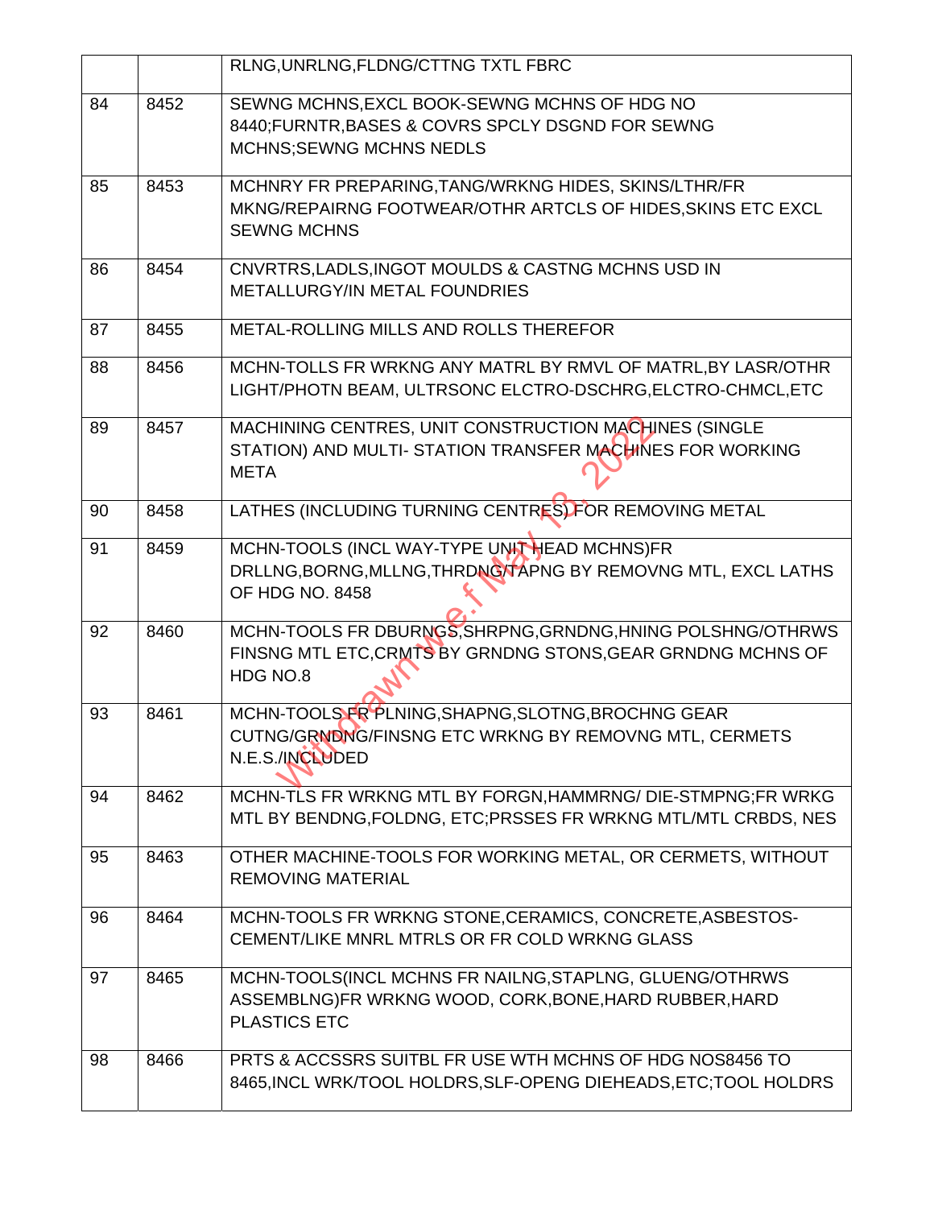| | | |
|---|---|---|
| | | RLNG,UNRLNG,FLDNG/CTTNG TXTL FBRC |
| 84 | 8452 | SEWNG MCHNS,EXCL BOOK-SEWNG MCHNS OF HDG NO 8440;FURNTR,BASES & COVRS SPCLY DSGND FOR SEWNG MCHNS;SEWNG MCHNS NEDLS |
| 85 | 8453 | MCHNRY FR PREPARING,TANG/WRKNG HIDES, SKINS/LTHR/FR MKNG/REPAIRNG FOOTWEAR/OTHR ARTCLS OF HIDES,SKINS ETC EXCL SEWNG MCHNS |
| 86 | 8454 | CNVRTRS,LADLS,INGOT MOULDS & CASTNG MCHNS USD IN METALLURGY/IN METAL FOUNDRIES |
| 87 | 8455 | METAL-ROLLING MILLS AND ROLLS THEREFOR |
| 88 | 8456 | MCHN-TOLLS FR WRKNG ANY MATRL BY RMVL OF MATRL,BY LASR/OTHR LIGHT/PHOTN BEAM, ULTRSONC ELCTRO-DSCHRG,ELCTRO-CHMCL,ETC |
| 89 | 8457 | MACHINING CENTRES, UNIT CONSTRUCTION MACHINES (SINGLE STATION) AND MULTI- STATION TRANSFER MACHINES FOR WORKING META |
| 90 | 8458 | LATHES (INCLUDING TURNING CENTRES) FOR REMOVING METAL |
| 91 | 8459 | MCHN-TOOLS (INCL WAY-TYPE UNIT HEAD MCHNS)FR DRLLNG,BORNG,MLLNG,THRDNG/TAPNG BY REMOVNG MTL, EXCL LATHS OF HDG NO. 8458 |
| 92 | 8460 | MCHN-TOOLS FR DBURNGS,SHRPNG,GRNDNG,HNING POLSHNG/OTHRWS FINSNG MTL ETC,CRMTS BY GRNDNG STONS,GEAR GRNDNG MCHNS OF HDG NO.8 |
| 93 | 8461 | MCHN-TOOLS FR PLNING,SHAPNG,SLOTNG,BROCHNG GEAR CUTNG/GRNDNG/FINSNG ETC WRKNG BY REMOVNG MTL, CERMETS N.E.S./INCLUDED |
| 94 | 8462 | MCHN-TLS FR WRKNG MTL BY FORGN,HAMMRNG/ DIE-STMPNG;FR WRKG MTL BY BENDNG,FOLDNG, ETC;PRSSES FR WRKNG MTL/MTL CRBDS, NES |
| 95 | 8463 | OTHER MACHINE-TOOLS FOR WORKING METAL, OR CERMETS, WITHOUT REMOVING MATERIAL |
| 96 | 8464 | MCHN-TOOLS FR WRKNG STONE,CERAMICS, CONCRETE,ASBESTOS-CEMENT/LIKE MNRL MTRLS OR FR COLD WRKNG GLASS |
| 97 | 8465 | MCHN-TOOLS(INCL MCHNS FR NAILNG,STAPLNG, GLUENG/OTHRWS ASSEMBLNG)FR WRKNG WOOD, CORK,BONE,HARD RUBBER,HARD PLASTICS ETC |
| 98 | 8466 | PRTS & ACCSSRS SUITBL FR USE WTH MCHNS OF HDG NOS8456 TO 8465,INCL WRK/TOOL HOLDRS,SLF-OPENG DIEHEADS,ETC;TOOL HOLDRS |

Withdrawn w.e.f May 13, 2022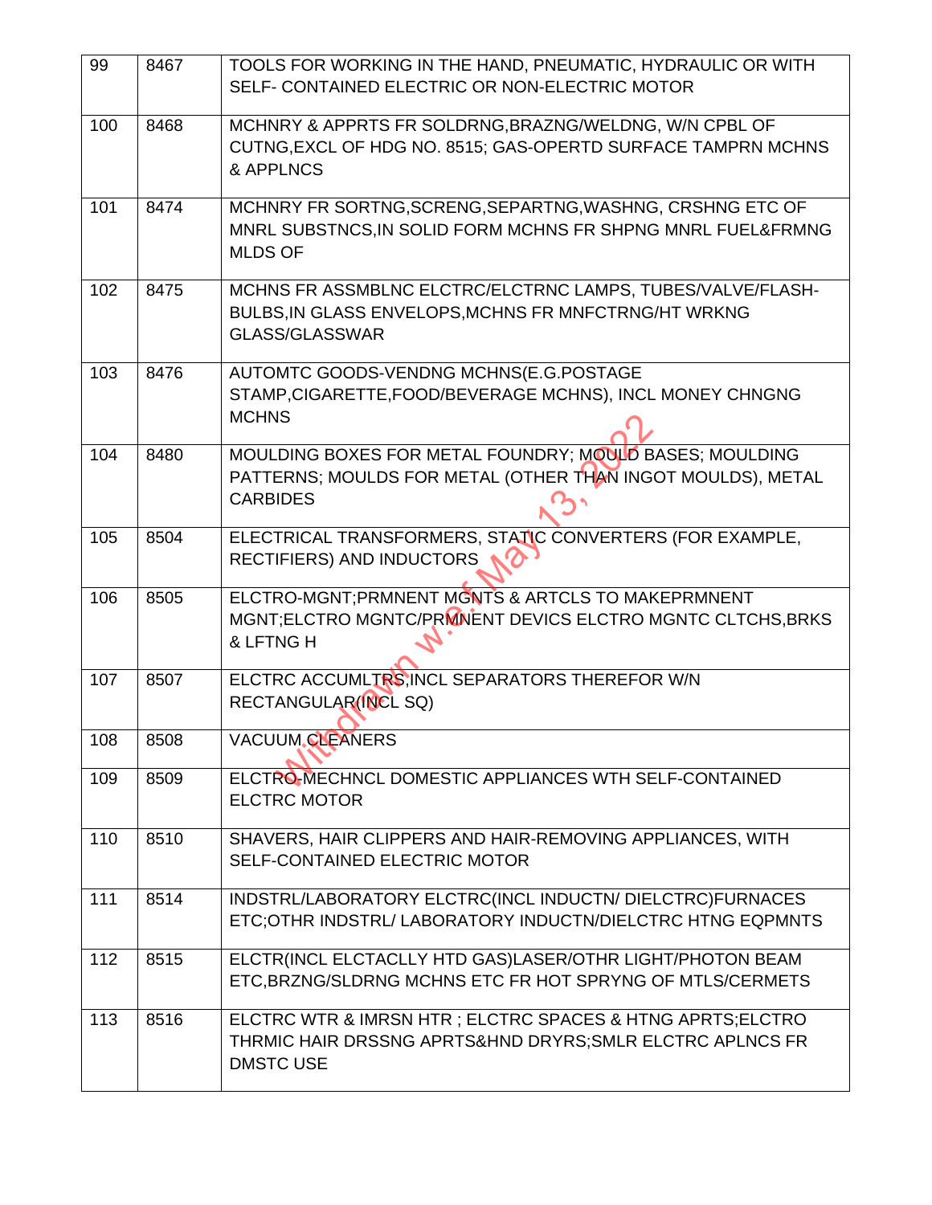| 99 | 8467 | TOOLS FOR WORKING IN THE HAND, PNEUMATIC, HYDRAULIC OR WITH SELF- CONTAINED ELECTRIC OR NON-ELECTRIC MOTOR |
|---|---|---|
| 100 | 8468 | MCHNRY & APPRTS FR SOLDRNG,BRAZNG/WELDNG, W/N CPBL OF CUTNG,EXCL OF HDG NO. 8515; GAS-OPERTD SURFACE TAMPRN MCHNS & APPLNCS |
| 101 | 8474 | MCHNRY FR SORTNG,SCRENG,SEPARTNG,WASHNG, CRSHNG ETC OF MNRL SUBSTNCS,IN SOLID FORM MCHNS FR SHPNG MNRL FUEL&FRMNG MLDS OF |
| 102 | 8475 | MCHNS FR ASSMBLNC ELCTRC/ELCTRNC LAMPS, TUBES/VALVE/FLASH-BULBS,IN GLASS ENVELOPS,MCHNS FR MNFCTRNG/HT WRKNG GLASS/GLASSWAR |
| 103 | 8476 | AUTOMTC GOODS-VENDNG MCHNS(E.G.POSTAGE STAMP,CIGARETTE,FOOD/BEVERAGE MCHNS), INCL MONEY CHNGNG MCHNS |
| 104 | 8480 | MOULDING BOXES FOR METAL FOUNDRY; MOULD BASES; MOULDING PATTERNS; MOULDS FOR METAL (OTHER THAN INGOT MOULDS), METAL CARBIDES |
| 105 | 8504 | ELECTRICAL TRANSFORMERS, STATIC CONVERTERS (FOR EXAMPLE, RECTIFIERS) AND INDUCTORS |
| 106 | 8505 | ELCTRO-MGNT;PRMNENT MGNTS & ARTCLS TO MAKEPRMNENT MGNT;ELCTRO MGNTC/PRMNENT DEVICS ELCTRO MGNTC CLTCHS,BRKS & LFTNG H |
| 107 | 8507 | ELCTRC ACCUMLTRS,INCL SEPARATORS THEREFOR W/N RECTANGULAR(INCL SQ) |
| 108 | 8508 | VACUUM CLEANERS |
| 109 | 8509 | ELCTRO-MECHNCL DOMESTIC APPLIANCES WTH SELF-CONTAINED ELCTRC MOTOR |
| 110 | 8510 | SHAVERS, HAIR CLIPPERS AND HAIR-REMOVING APPLIANCES, WITH SELF-CONTAINED ELECTRIC MOTOR |
| 111 | 8514 | INDSTRL/LABORATORY ELCTRC(INCL INDUCTN/ DIELCTRC)FURNACES ETC;OTHR INDSTRL/ LABORATORY INDUCTN/DIELCTRC HTNG EQPMNTS |
| 112 | 8515 | ELCTR(INCL ELCTACLLY HTD GAS)LASER/OTHR LIGHT/PHOTON BEAM ETC,BRZNG/SLDRNG MCHNS ETC FR HOT SPRYNG OF MTLS/CERMETS |
| 113 | 8516 | ELCTRC WTR & IMRSN HTR ; ELCTRC SPACES & HTNG APRTS;ELCTRO THRMIC HAIR DRSSNG APRTS&HND DRYRS;SMLR ELCTRC APLNCS FR DMSTC USE |

Withdrawn w.e.f May 13, 2022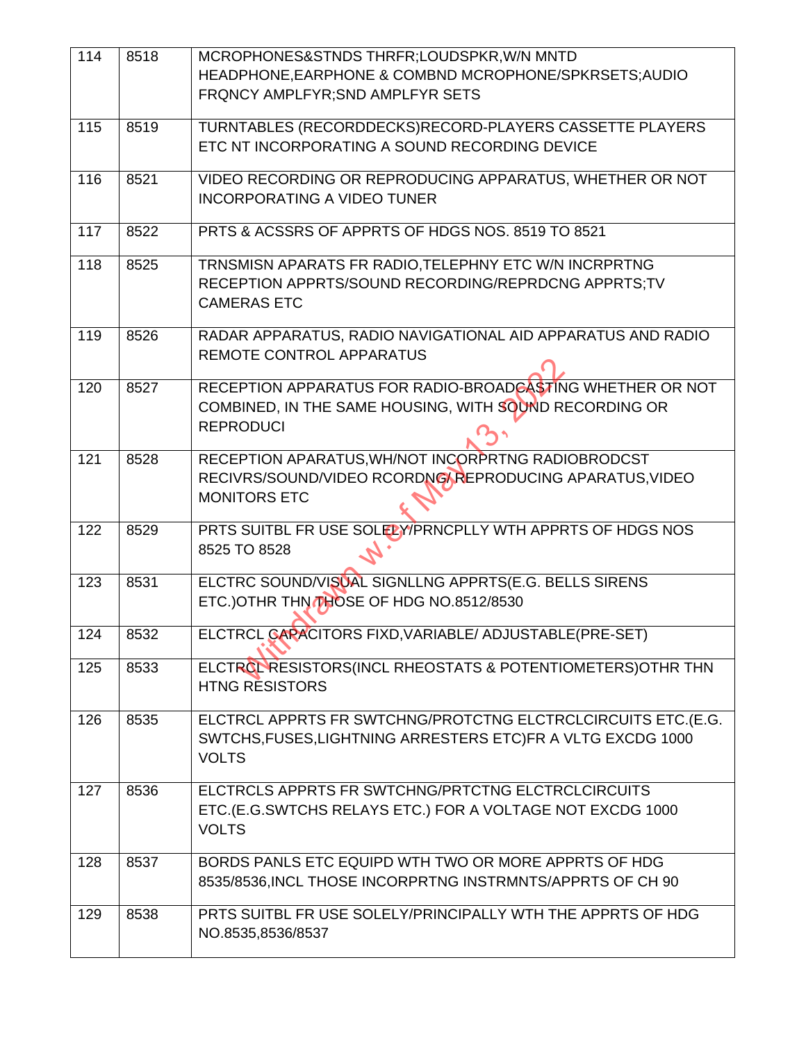| 114 | 8518 | MCROPHONES&STNDS THRFR;LOUDSPKR,W/N MNTD HEADPHONE,EARPHONE & COMBND MCROPHONE/SPKRSETS;AUDIO FRQNCY AMPLFYR;SND AMPLFYR SETS |
|---|---|---|
| 115 | 8519 | TURNTABLES (RECORDDECKS)RECORD-PLAYERS CASSETTE PLAYERS ETC NT INCORPORATING A SOUND RECORDING DEVICE |
| 116 | 8521 | VIDEO RECORDING OR REPRODUCING APPARATUS, WHETHER OR NOT INCORPORATING A VIDEO TUNER |
| 117 | 8522 | PRTS & ACSSRS OF APPRTS OF HDGS NOS. 8519 TO 8521 |
| 118 | 8525 | TRNSMISN APARATS FR RADIO,TELEPHNY ETC W/N INCRPRTNG RECEPTION APPRTS/SOUND RECORDING/REPRDCNG APPRTS;TV CAMERAS ETC |
| 119 | 8526 | RADAR APPARATUS, RADIO NAVIGATIONAL AID APPARATUS AND RADIO REMOTE CONTROL APPARATUS |
| 120 | 8527 | RECEPTION APPARATUS FOR RADIO-BROADCASTING WHETHER OR NOT COMBINED, IN THE SAME HOUSING, WITH SOUND RECORDING OR REPRODUCI |
| 121 | 8528 | RECEPTION APARATUS,WH/NOT INCORPRTNG RADIOBRODCST RECIVRS/SOUND/VIDEO RCORDNG/REPRODUCING APARATUS,VIDEO MONITORS ETC |
| 122 | 8529 | PRTS SUITBL FR USE SOLELY/PRNCPLLY WTH APPRTS OF HDGS NOS 8525 TO 8528 |
| 123 | 8531 | ELCTRC SOUND/VISUAL SIGNLLNG APPRTS(E.G. BELLS SIRENS ETC.)OTHR THN THOSE OF HDG NO.8512/8530 |
| 124 | 8532 | ELCTRCL CAPACITORS FIXD,VARIABLE/ ADJUSTABLE(PRE-SET) |
| 125 | 8533 | ELCTRCL RESISTORS(INCL RHEOSTATS & POTENTIOMETERS)OTHR THN HTNG RESISTORS |
| 126 | 8535 | ELCTRCL APPRTS FR SWTCHNG/PROTCTNG ELCTRCLCIRCUITS ETC.(E.G. SWTCHS,FUSES,LIGHTNING ARRESTERS ETC)FR A VLTG EXCDG 1000 VOLTS |
| 127 | 8536 | ELCTRCLS APPRTS FR SWTCHNG/PRTCTNG ELCTRCLCIRCUITS ETC.(E.G.SWTCHS RELAYS ETC.) FOR A VOLTAGE NOT EXCDG 1000 VOLTS |
| 128 | 8537 | BORDS PANLS ETC EQUIPD WTH TWO OR MORE APPRTS OF HDG 8535/8536,INCL THOSE INCORPRTNG INSTRMNTS/APPRTS OF CH 90 |
| 129 | 8538 | PRTS SUITBL FR USE SOLELY/PRINCIPALLY WTH THE APPRTS OF HDG NO.8535,8536/8537 |

Withdrawn w.e.f May 13, 2022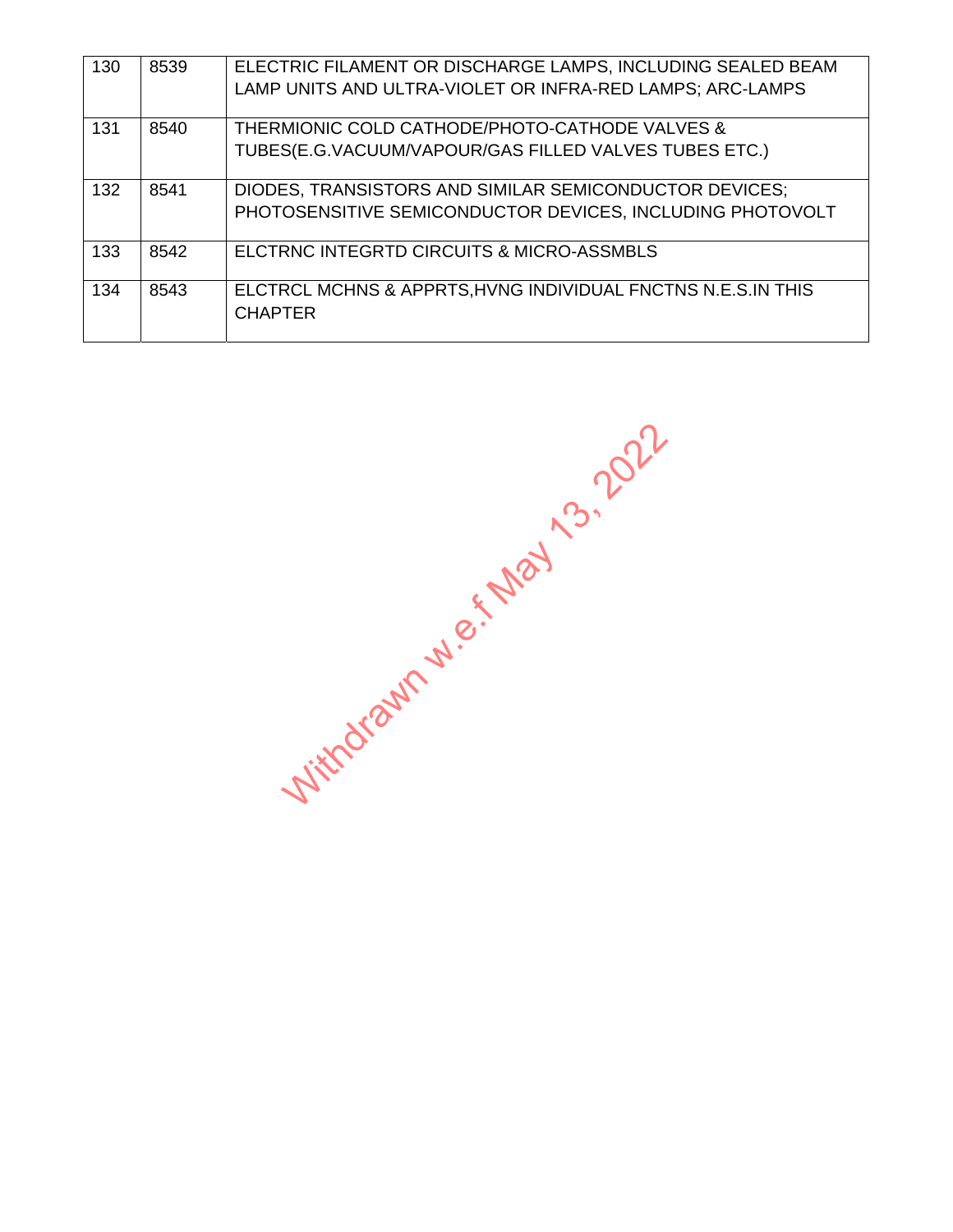| 130 | 8539 | ELECTRIC FILAMENT OR DISCHARGE LAMPS, INCLUDING SEALED BEAM LAMP UNITS AND ULTRA-VIOLET OR INFRA-RED LAMPS; ARC-LAMPS |
|---|---|---|
| 131 | 8540 | THERMIONIC COLD CATHODE/PHOTO-CATHODE VALVES & TUBES(E.G.VACUUM/VAPOUR/GAS FILLED VALVES TUBES ETC.) |
| 132 | 8541 | DIODES, TRANSISTORS AND SIMILAR SEMICONDUCTOR DEVICES; PHOTOSENSITIVE SEMICONDUCTOR DEVICES, INCLUDING PHOTOVOLT |
| 133 | 8542 | ELCTRNC INTEGRTD CIRCUITS & MICRO-ASSMBLS |
| 134 | 8543 | ELCTRCL MCHNS & APPRTS,HVNG INDIVIDUAL FNCTNS N.E.S.IN THIS CHAPTER |

Withdrawn w.e.f May 13, 2022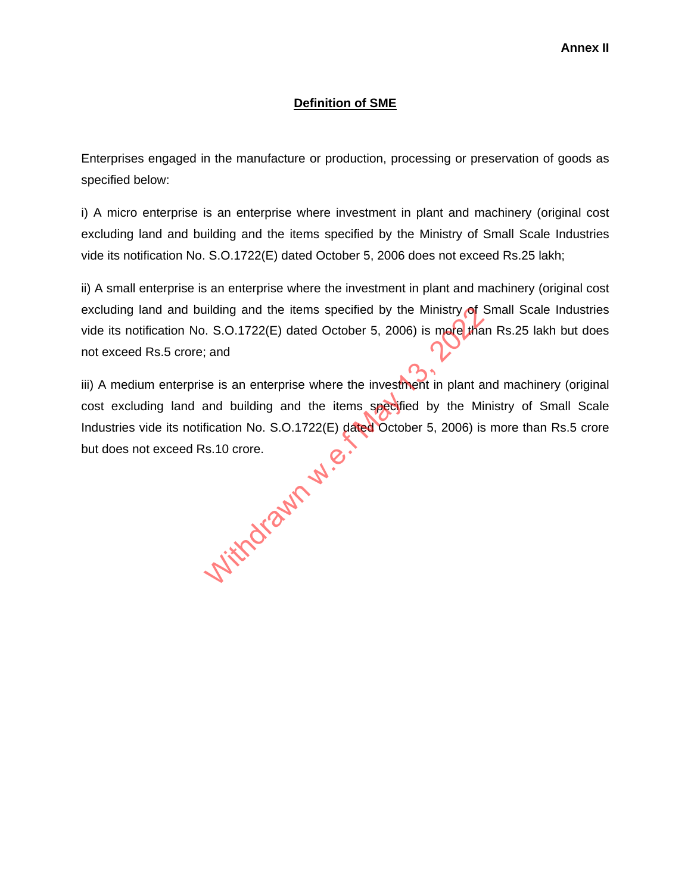**Annex II**

## Definition of SME

Enterprises engaged in the manufacture or production, processing or preservation of goods as specified below:

i) A micro enterprise is an enterprise where investment in plant and machinery (original cost excluding land and building and the items specified by the Ministry of Small Scale Industries vide its notification No. S.O.1722(E) dated October 5, 2006 does not exceed Rs.25 lakh;

ii) A small enterprise is an enterprise where the investment in plant and machinery (original cost excluding land and building and the items specified by the Ministry of Small Scale Industries vide its notification No. S.O.1722(E) dated October 5, 2006) is more than Rs.25 lakh but does not exceed Rs.5 crore; and

iii) A medium enterprise is an enterprise where the investment in plant and machinery (original cost excluding land and building and the items specified by the Ministry of Small Scale Industries vide its notification No. S.O.1722(E) dated October 5, 2006) is more than Rs.5 crore but does not exceed Rs.10 crore.

Withdrawn w.e.f May 13, 2022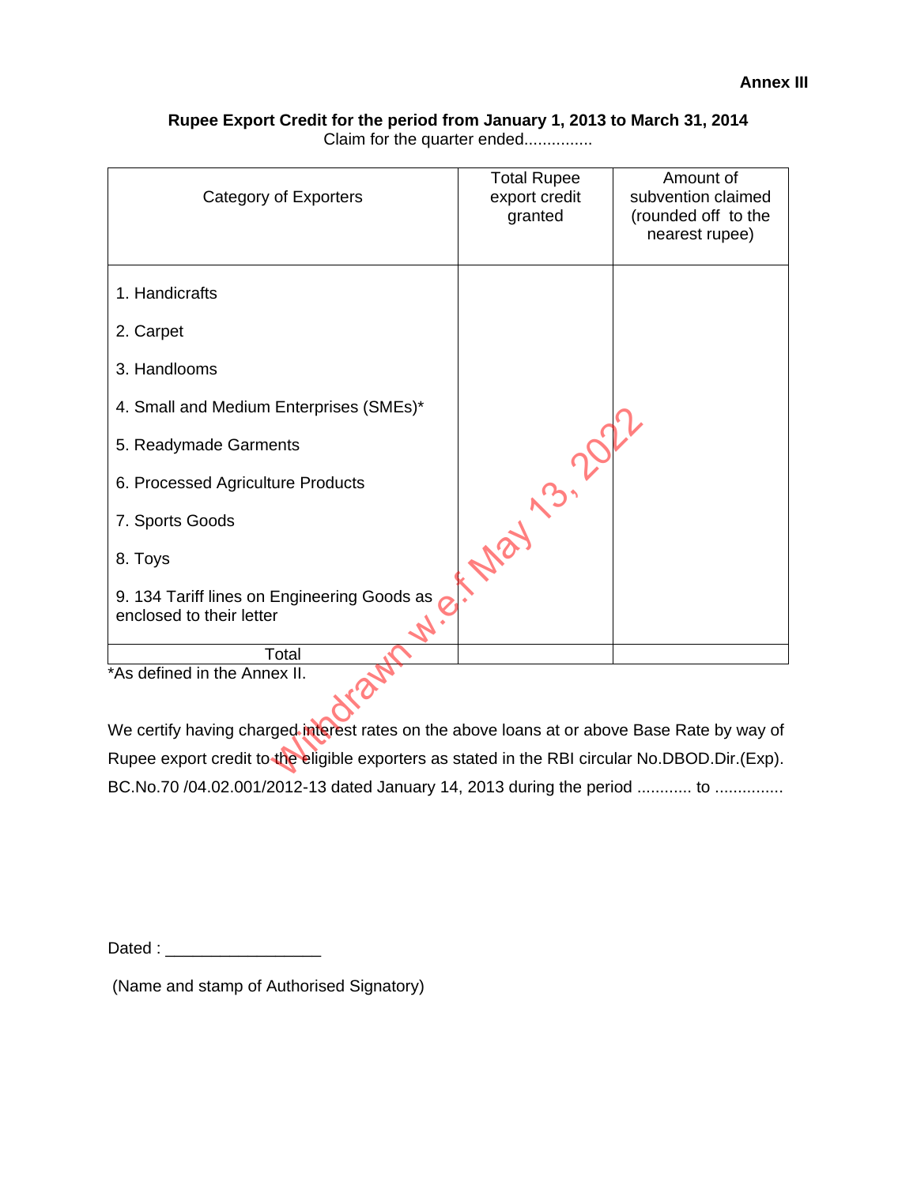**Annex III**

**Rupee Export Credit for the period from January 1, 2013 to March 31, 2014**

Claim for the quarter ended...............

| Category of Exporters | Total Rupee export credit granted | Amount of subvention claimed (rounded off to the nearest rupee) |
|---|---|---|
| 1. Handicrafts | | |
| 2. Carpet | | |
| 3. Handlooms | | |
| 4. Small and Medium Enterprises (SMEs)* | | |
| 5. Readymade Garments | | |
| 6. Processed Agriculture Products | | |
| 7. Sports Goods | | |
| 8. Toys | | |
| 9. 134 Tariff lines on Engineering Goods as enclosed to their letter | | |
| Total | | |

*As defined in the Annex II.

We certify having charged interest rates on the above loans at or above Base Rate by way of Rupee export credit to the eligible exporters as stated in the RBI circular No.DBOD.Dir.(Exp). BC.No.70 /04.02.001/2012-13 dated January 14, 2013 during the period ............ to ...............

Withdrawn w.e.f May 13, 2022

Dated : _________________

(Name and stamp of Authorised Signatory)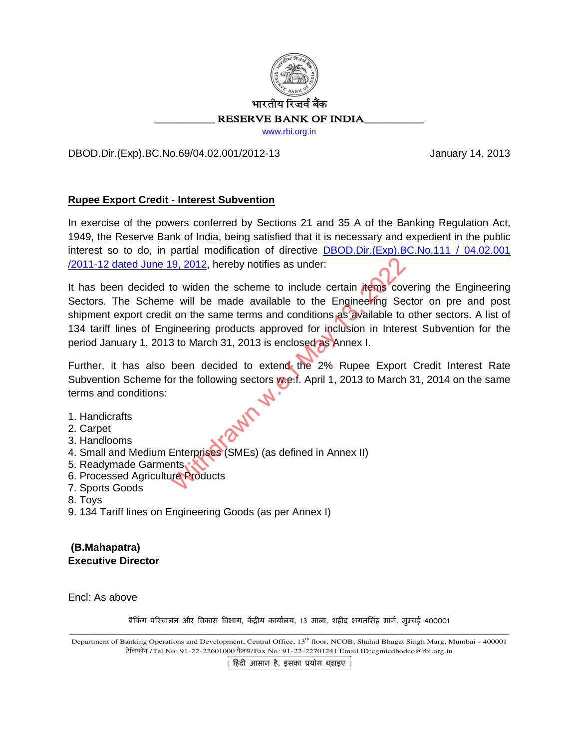भारतीय रिज़र्व बैंक

RESERVE BANK OF INDIA

www.rbi.org.in

DBOD.Dir.(Exp).BC.No.69/04.02.001/2012-13 January 14, 2013

**Rupee Export Credit - Interest Subvention**

In exercise of the powers conferred by Sections 21 and 35 A of the Banking Regulation Act, 1949, the Reserve Bank of India, being satisfied that it is necessary and expedient in the public interest so to do, in partial modification of directive DBOD.Dir.(Exp).BC.No.111 / 04.02.001 /2011-12 dated June 19, 2012, hereby notifies as under:

It has been decided to widen the scheme to include certain items covering the Engineering Sectors. The Scheme will be made available to the Engineering Sector on pre and post shipment export credit on the same terms and conditions as available to other sectors. A list of 134 tariff lines of Engineering products approved for inclusion in Interest Subvention for the period January 1, 2013 to March 31, 2013 is enclosed as Annex I.

Further, it has also been decided to extend the 2% Rupee Export Credit Interest Rate Subvention Scheme for the following sectors w.e.f. April 1, 2013 to March 31, 2014 on the same terms and conditions:

1. Handicrafts
2. Carpet
3. Handlooms
4. Small and Medium Enterprises (SMEs) (as defined in Annex II)
5. Readymade Garments
6. Processed Agriculture Products
7. Sports Goods
8. Toys
9. 134 Tariff lines on Engineering Goods (as per Annex I)

**(B.Mahapatra)**
**Executive Director**

Encl: As above

Withdrawn w.e.f May 13, 2022

बैंकिंग परिचालन और विकास विभाग, केंद्रीय कार्यालय, 13 माला, शहीद भगतसिंह मार्ग, मुम्बई 400001

Department of Banking Operations and Development, Central Office, 13th floor, NCOB, Shahid Bhagat Singh Marg, Mumbai - 400001
टेलिफोन /Tel No: 91-22-22601000 फैक्स/Fax No: 91-22-22701241 Email ID:cgmicdbodco@rbi.org.in

हिंदी आसान है, इसका प्रयोग बढ़ाइए